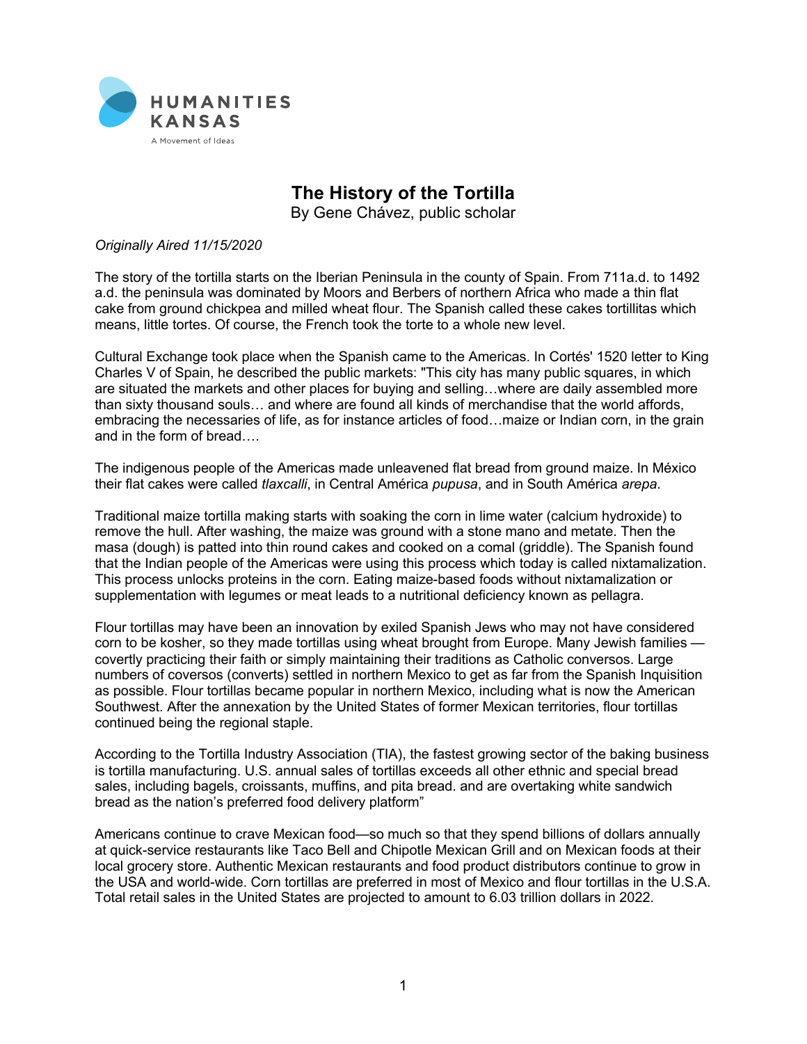HUMANITIES KANSAS

A Movement of Ideas

# The History of the Tortilla

By Gene Chávez, public scholar

*Originally Aired 11/15/2020*

The story of the tortilla starts on the Iberian Peninsula in the county of Spain. From 711a.d. to 1492 a.d. the peninsula was dominated by Moors and Berbers of northern Africa who made a thin flat cake from ground chickpea and milled wheat flour. The Spanish called these cakes tortillitas which means, little tortes. Of course, the French took the torte to a whole new level.

Cultural Exchange took place when the Spanish came to the Americas. In Cortés' 1520 letter to King Charles V of Spain, he described the public markets: "This city has many public squares, in which are situated the markets and other places for buying and selling…where are daily assembled more than sixty thousand souls… and where are found all kinds of merchandise that the world affords, embracing the necessaries of life, as for instance articles of food…maize or Indian corn, in the grain and in the form of bread….

The indigenous people of the Americas made unleavened flat bread from ground maize. In México their flat cakes were called *tlaxcalli*, in Central América *pupusa*, and in South América *arepa*.

Traditional maize tortilla making starts with soaking the corn in lime water (calcium hydroxide) to remove the hull. After washing, the maize was ground with a stone mano and metate. Then the masa (dough) is patted into thin round cakes and cooked on a comal (griddle). The Spanish found that the Indian people of the Americas were using this process which today is called nixtamalization. This process unlocks proteins in the corn. Eating maize-based foods without nixtamalization or supplementation with legumes or meat leads to a nutritional deficiency known as pellagra.

Flour tortillas may have been an innovation by exiled Spanish Jews who may not have considered corn to be kosher, so they made tortillas using wheat brought from Europe. Many Jewish families — covertly practicing their faith or simply maintaining their traditions as Catholic conversos. Large numbers of coversos (converts) settled in northern Mexico to get as far from the Spanish Inquisition as possible. Flour tortillas became popular in northern Mexico, including what is now the American Southwest. After the annexation by the United States of former Mexican territories, flour tortillas continued being the regional staple.

According to the Tortilla Industry Association (TIA), the fastest growing sector of the baking business is tortilla manufacturing. U.S. annual sales of tortillas exceeds all other ethnic and special bread sales, including bagels, croissants, muffins, and pita bread. and are overtaking white sandwich bread as the nation's preferred food delivery platform"

Americans continue to crave Mexican food—so much so that they spend billions of dollars annually at quick-service restaurants like Taco Bell and Chipotle Mexican Grill and on Mexican foods at their local grocery store. Authentic Mexican restaurants and food product distributors continue to grow in the USA and world-wide. Corn tortillas are preferred in most of Mexico and flour tortillas in the U.S.A. Total retail sales in the United States are projected to amount to 6.03 trillion dollars in 2022.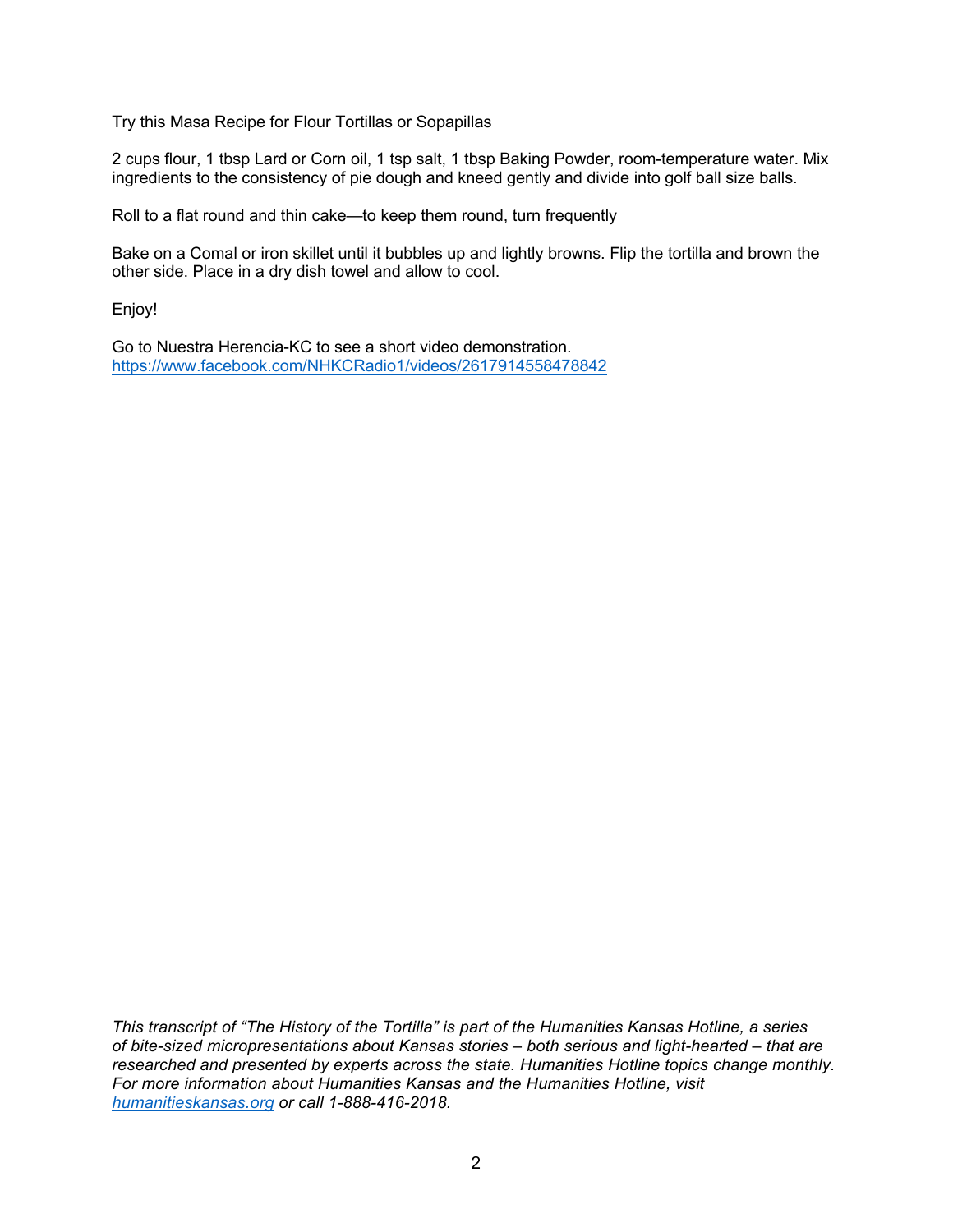Try this Masa Recipe for Flour Tortillas or Sopapillas

2 cups flour, 1 tbsp Lard or Corn oil, 1 tsp salt, 1 tbsp Baking Powder, room-temperature water. Mix ingredients to the consistency of pie dough and kneed gently and divide into golf ball size balls.

Roll to a flat round and thin cake—to keep them round, turn frequently

Bake on a Comal or iron skillet until it bubbles up and lightly browns. Flip the tortilla and brown the other side. Place in a dry dish towel and allow to cool.

Enjoy!

Go to Nuestra Herencia-KC to see a short video demonstration.
https://www.facebook.com/NHKCRadio1/videos/2617914558478842

*This transcript of "The History of the Tortilla" is part of the Humanities Kansas Hotline, a series of bite-sized micropresentations about Kansas stories – both serious and light-hearted – that are researched and presented by experts across the state. Humanities Hotline topics change monthly. For more information about Humanities Kansas and the Humanities Hotline, visit humanitieskansas.org or call 1-888-416-2018.*